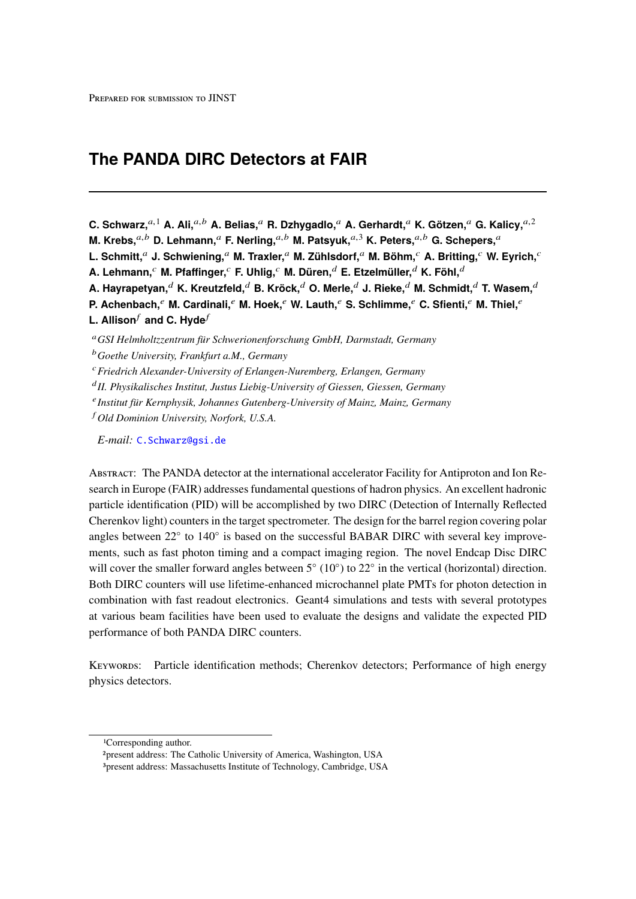Prepared for submission to JINST

# The PANDA DIRC Detectors at FAIR

**C. Schwarz,**[a,1] **A. Ali,**[a,b] **A. Belias,**[a] **R. Dzhygadlo,**[a] **A. Gerhardt,**[a] **K. Götzen,**[a] **G. Kalicy,**[a,2] **M. Krebs,**[a,b] **D. Lehmann,**[a] **F. Nerling,**[a,b] **M. Patsyuk,**[a,3] **K. Peters,**[a,b] **G. Schepers,**[a] **L. Schmitt,**[a] **J. Schwiening,**[a] **M. Traxler,**[a] **M. Zühlsdorf,**[a] **M. Böhm,**[c] **A. Britting,**[c] **W. Eyrich,**[c] **A. Lehmann,**[c] **M. Pfaffinger,**[c] **F. Uhlig,**[c] **M. Düren,**[d] **E. Etzelmüller,**[d] **K. Föhl,**[d] **A. Hayrapetyan,**[d] **K. Kreutzfeld,**[d] **B. Kröck,**[d] **O. Merle,**[d] **J. Rieke,**[d] **M. Schmidt,**[d] **T. Wasem,**[d] **P. Achenbach,**[e] **M. Cardinali,**[e] **M. Hoek,**[e] **W. Lauth,**[e] **S. Schlimme,**[e] **C. Sfienti,**[e] **M. Thiel,**[e] **L. Allison**[f] **and C. Hyde**[f]

[a] *GSI Helmholtzzentrum für Schwerionenforschung GmbH, Darmstadt, Germany*
[b] *Goethe University, Frankfurt a.M., Germany*
[c] *Friedrich Alexander-University of Erlangen-Nuremberg, Erlangen, Germany*
[d] *II. Physikalisches Institut, Justus Liebig-University of Giessen, Giessen, Germany*
[e] *Institut für Kernphysik, Johannes Gutenberg-University of Mainz, Mainz, Germany*
[f] *Old Dominion University, Norfolk, U.S.A.*

*E-mail:* C.Schwarz@gsi.de

Abstract: The PANDA detector at the international accelerator Facility for Antiproton and Ion Research in Europe (FAIR) addresses fundamental questions of hadron physics. An excellent hadronic particle identification (PID) will be accomplished by two DIRC (Detection of Internally Reflected Cherenkov light) counters in the target spectrometer. The design for the barrel region covering polar angles between 22° to 140° is based on the successful BABAR DIRC with several key improvements, such as fast photon timing and a compact imaging region. The novel Endcap Disc DIRC will cover the smaller forward angles between 5° (10°) to 22° in the vertical (horizontal) direction. Both DIRC counters will use lifetime-enhanced microchannel plate PMTs for photon detection in combination with fast readout electronics. Geant4 simulations and tests with several prototypes at various beam facilities have been used to evaluate the designs and validate the expected PID performance of both PANDA DIRC counters.

Keywords: Particle identification methods; Cherenkov detectors; Performance of high energy physics detectors.

---

[1] Corresponding author.
[2] present address: The Catholic University of America, Washington, USA
[3] present address: Massachusetts Institute of Technology, Cambridge, USA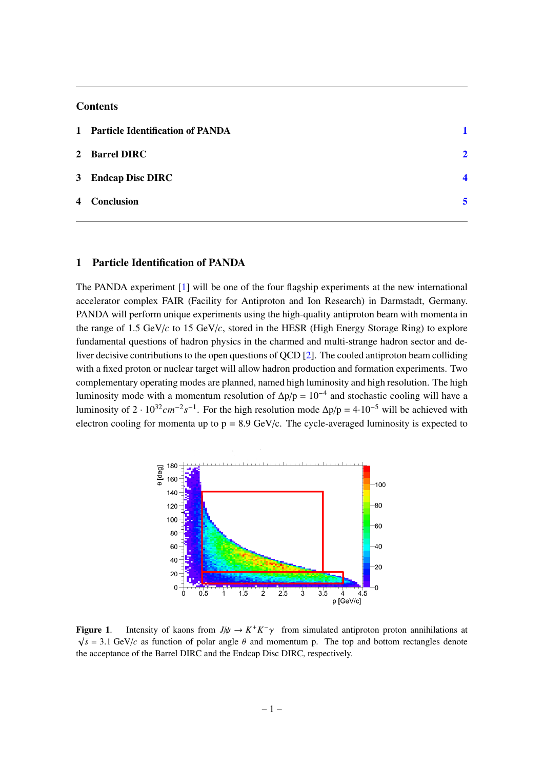## Contents

1 **Particle Identification of PANDA** 1

2 **Barrel DIRC** 2

3 **Endcap Disc DIRC** 4

4 **Conclusion** 5

## 1 Particle Identification of PANDA

The PANDA experiment [1] will be one of the four flagship experiments at the new international accelerator complex FAIR (Facility for Antiproton and Ion Research) in Darmstadt, Germany. PANDA will perform unique experiments using the high-quality antiproton beam with momenta in the range of 1.5 GeV/$c$ to 15 GeV/$c$, stored in the HESR (High Energy Storage Ring) to explore fundamental questions of hadron physics in the charmed and multi-strange hadron sector and deliver decisive contributions to the open questions of QCD [2]. The cooled antiproton beam colliding with a fixed proton or nuclear target will allow hadron production and formation experiments. Two complementary operating modes are planned, named high luminosity and high resolution. The high luminosity mode with a momentum resolution of $\Delta p/p = 10^{-4}$ and stochastic cooling will have a luminosity of $2 \cdot 10^{32} cm^{-2} s^{-1}$. For the high resolution mode $\Delta p/p = 4 \cdot 10^{-5}$ will be achieved with electron cooling for momenta up to p = 8.9 GeV/c. The cycle-averaged luminosity is expected to

**Figure 1**. Intensity of kaons from $J/\psi \rightarrow K^+K^-\gamma$ from simulated antiproton proton annihilations at $\sqrt{s}$ = 3.1 GeV/$c$ as function of polar angle $\theta$ and momentum p. The top and bottom rectangles denote the acceptance of the Barrel DIRC and the Endcap Disc DIRC, respectively.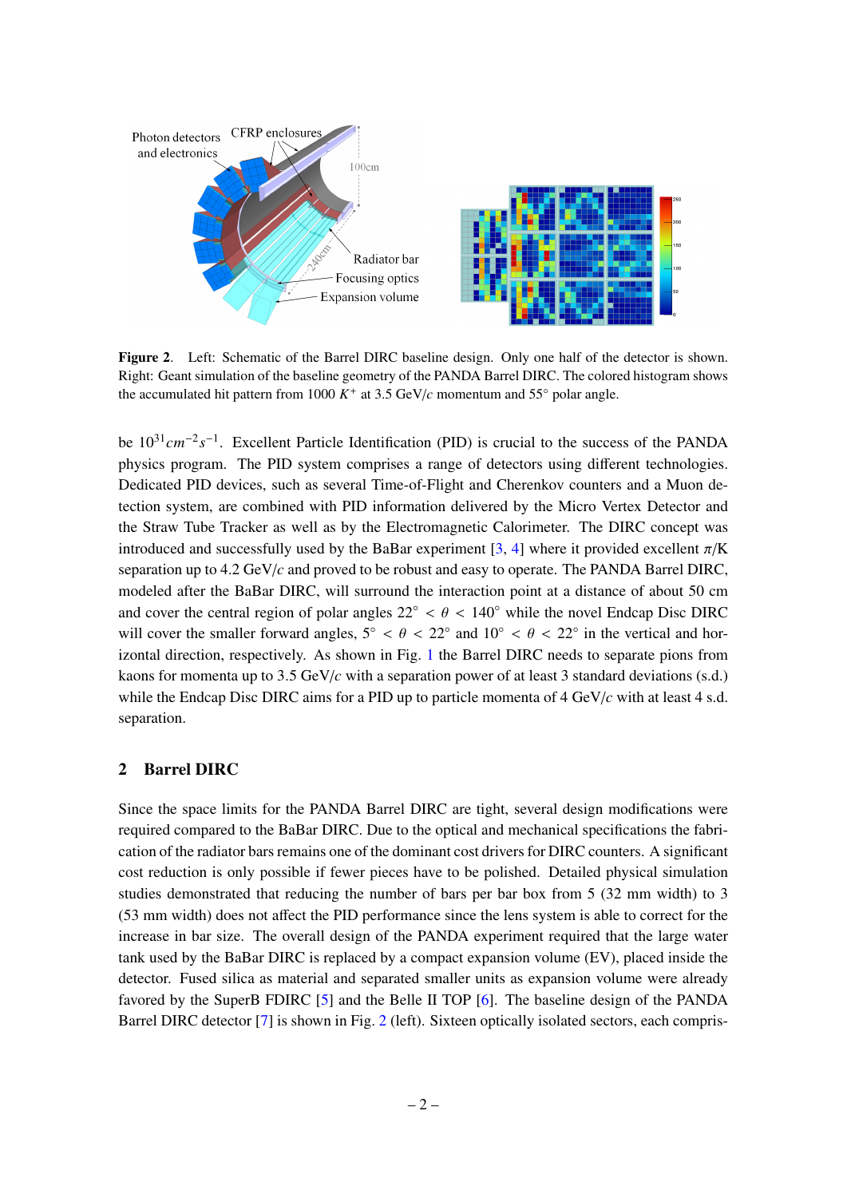**Figure 2**. Left: Schematic of the Barrel DIRC baseline design. Only one half of the detector is shown. Right: Geant simulation of the baseline geometry of the PANDA Barrel DIRC. The colored histogram shows the accumulated hit pattern from 1000 $K^+$ at 3.5 GeV/$c$ momentum and 55° polar angle.

be $10^{31} cm^{-2}s^{-1}$. Excellent Particle Identification (PID) is crucial to the success of the PANDA physics program. The PID system comprises a range of detectors using different technologies. Dedicated PID devices, such as several Time-of-Flight and Cherenkov counters and a Muon detection system, are combined with PID information delivered by the Micro Vertex Detector and the Straw Tube Tracker as well as by the Electromagnetic Calorimeter. The DIRC concept was introduced and successfully used by the BaBar experiment [3, 4] where it provided excellent $\pi$/K separation up to 4.2 GeV/$c$ and proved to be robust and easy to operate. The PANDA Barrel DIRC, modeled after the BaBar DIRC, will surround the interaction point at a distance of about 50 cm and cover the central region of polar angles $22^\circ < \theta < 140^\circ$ while the novel Endcap Disc DIRC will cover the smaller forward angles, $5^\circ < \theta < 22^\circ$ and $10^\circ < \theta < 22^\circ$ in the vertical and horizontal direction, respectively. As shown in Fig. 1 the Barrel DIRC needs to separate pions from kaons for momenta up to 3.5 GeV/$c$ with a separation power of at least 3 standard deviations (s.d.) while the Endcap Disc DIRC aims for a PID up to particle momenta of 4 GeV/$c$ with at least 4 s.d. separation.

## 2 Barrel DIRC

Since the space limits for the PANDA Barrel DIRC are tight, several design modifications were required compared to the BaBar DIRC. Due to the optical and mechanical specifications the fabrication of the radiator bars remains one of the dominant cost drivers for DIRC counters. A significant cost reduction is only possible if fewer pieces have to be polished. Detailed physical simulation studies demonstrated that reducing the number of bars per bar box from 5 (32 mm width) to 3 (53 mm width) does not affect the PID performance since the lens system is able to correct for the increase in bar size. The overall design of the PANDA experiment required that the large water tank used by the BaBar DIRC is replaced by a compact expansion volume (EV), placed inside the detector. Fused silica as material and separated smaller units as expansion volume were already favored by the SuperB FDIRC [5] and the Belle II TOP [6]. The baseline design of the PANDA Barrel DIRC detector [7] is shown in Fig. 2 (left). Sixteen optically isolated sectors, each compris-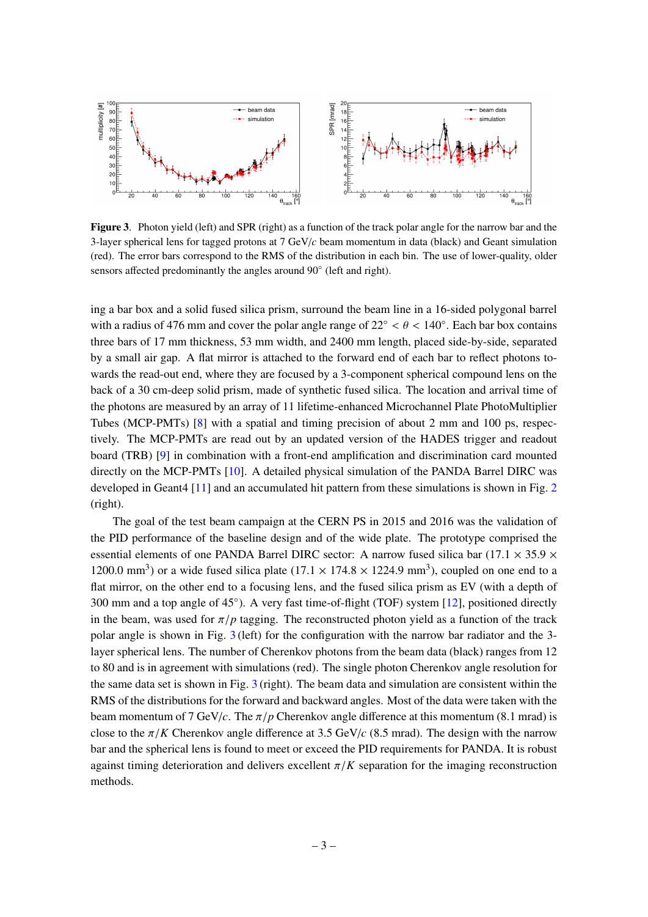**Figure 3**. Photon yield (left) and SPR (right) as a function of the track polar angle for the narrow bar and the 3-layer spherical lens for tagged protons at 7 GeV/$c$ beam momentum in data (black) and Geant simulation (red). The error bars correspond to the RMS of the distribution in each bin. The use of lower-quality, older sensors affected predominantly the angles around 90° (left and right).

ing a bar box and a solid fused silica prism, surround the beam line in a 16-sided polygonal barrel with a radius of 476 mm and cover the polar angle range of $22^\circ < \theta < 140^\circ$. Each bar box contains three bars of 17 mm thickness, 53 mm width, and 2400 mm length, placed side-by-side, separated by a small air gap. A flat mirror is attached to the forward end of each bar to reflect photons towards the read-out end, where they are focused by a 3-component spherical compound lens on the back of a 30 cm-deep solid prism, made of synthetic fused silica. The location and arrival time of the photons are measured by an array of 11 lifetime-enhanced Microchannel Plate PhotoMultiplier Tubes (MCP-PMTs) [8] with a spatial and timing precision of about 2 mm and 100 ps, respectively. The MCP-PMTs are read out by an updated version of the HADES trigger and readout board (TRB) [9] in combination with a front-end amplification and discrimination card mounted directly on the MCP-PMTs [10]. A detailed physical simulation of the PANDA Barrel DIRC was developed in Geant4 [11] and an accumulated hit pattern from these simulations is shown in Fig. 2 (right).

The goal of the test beam campaign at the CERN PS in 2015 and 2016 was the validation of the PID performance of the baseline design and of the wide plate. The prototype comprised the essential elements of one PANDA Barrel DIRC sector: A narrow fused silica bar ($17.1 \times 35.9 \times 1200.0$ mm$^3$) or a wide fused silica plate ($17.1 \times 174.8 \times 1224.9$ mm$^3$), coupled on one end to a flat mirror, on the other end to a focusing lens, and the fused silica prism as EV (with a depth of 300 mm and a top angle of 45°). A very fast time-of-flight (TOF) system [12], positioned directly in the beam, was used for $\pi/p$ tagging. The reconstructed photon yield as a function of the track polar angle is shown in Fig. 3 (left) for the configuration with the narrow bar radiator and the 3-layer spherical lens. The number of Cherenkov photons from the beam data (black) ranges from 12 to 80 and is in agreement with simulations (red). The single photon Cherenkov angle resolution for the same data set is shown in Fig. 3 (right). The beam data and simulation are consistent within the RMS of the distributions for the forward and backward angles. Most of the data were taken with the beam momentum of 7 GeV/$c$. The $\pi/p$ Cherenkov angle difference at this momentum (8.1 mrad) is close to the $\pi/K$ Cherenkov angle difference at 3.5 GeV/$c$ (8.5 mrad). The design with the narrow bar and the spherical lens is found to meet or exceed the PID requirements for PANDA. It is robust against timing deterioration and delivers excellent $\pi/K$ separation for the imaging reconstruction methods.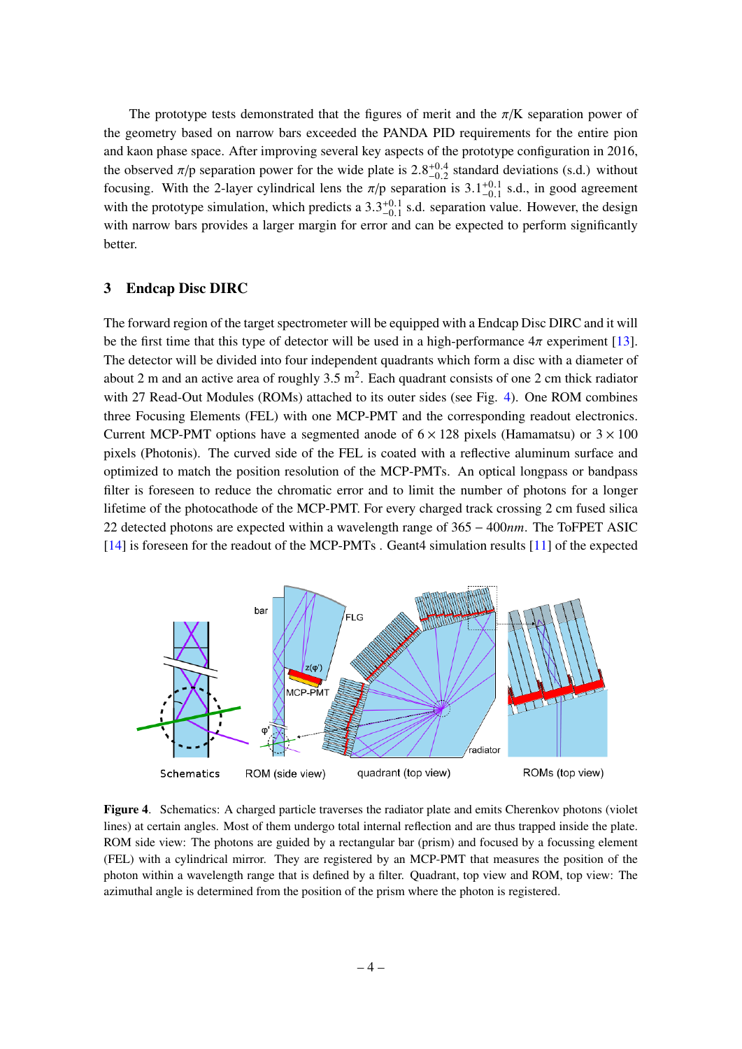The prototype tests demonstrated that the figures of merit and the $\pi$/K separation power of the geometry based on narrow bars exceeded the PANDA PID requirements for the entire pion and kaon phase space. After improving several key aspects of the prototype configuration in 2016, the observed $\pi$/p separation power for the wide plate is $2.8^{+0.4}_{-0.2}$ standard deviations (s.d.) without focusing. With the 2-layer cylindrical lens the $\pi$/p separation is $3.1^{+0.1}_{-0.1}$ s.d., in good agreement with the prototype simulation, which predicts a $3.3^{+0.1}_{-0.1}$ s.d. separation value. However, the design with narrow bars provides a larger margin for error and can be expected to perform significantly better.

## 3 Endcap Disc DIRC

The forward region of the target spectrometer will be equipped with a Endcap Disc DIRC and it will be the first time that this type of detector will be used in a high-performance $4\pi$ experiment [13]. The detector will be divided into four independent quadrants which form a disc with a diameter of about 2 m and an active area of roughly 3.5 m$^2$. Each quadrant consists of one 2 cm thick radiator with 27 Read-Out Modules (ROMs) attached to its outer sides (see Fig. 4). One ROM combines three Focusing Elements (FEL) with one MCP-PMT and the corresponding readout electronics. Current MCP-PMT options have a segmented anode of $6 \times 128$ pixels (Hamamatsu) or $3 \times 100$ pixels (Photonis). The curved side of the FEL is coated with a reflective aluminum surface and optimized to match the position resolution of the MCP-PMTs. An optical longpass or bandpass filter is foreseen to reduce the chromatic error and to limit the number of photons for a longer lifetime of the photocathode of the MCP-PMT. For every charged track crossing 2 cm fused silica 22 detected photons are expected within a wavelength range of $365 - 400 nm$. The ToFPET ASIC [14] is foreseen for the readout of the MCP-PMTs . Geant4 simulation results [11] of the expected

**Figure 4**. Schematics: A charged particle traverses the radiator plate and emits Cherenkov photons (violet lines) at certain angles. Most of them undergo total internal reflection and are thus trapped inside the plate. ROM side view: The photons are guided by a rectangular bar (prism) and focused by a focussing element (FEL) with a cylindrical mirror. They are registered by an MCP-PMT that measures the position of the photon within a wavelength range that is defined by a filter. Quadrant, top view and ROM, top view: The azimuthal angle is determined from the position of the prism where the photon is registered.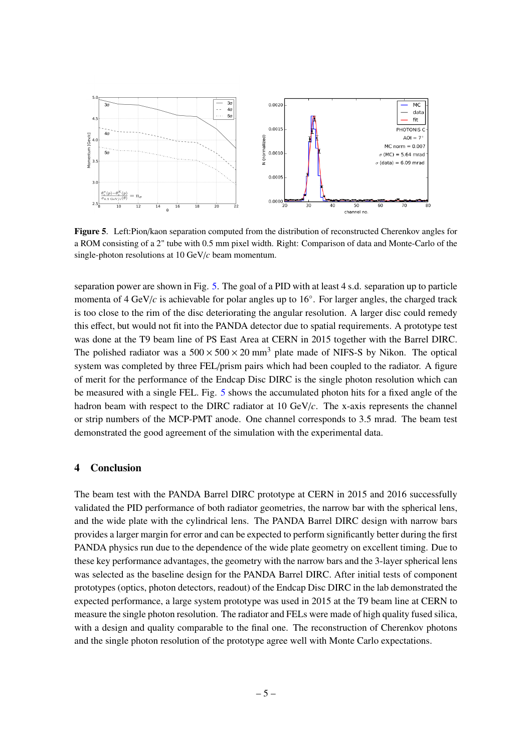**Figure 5**. Left:Pion/kaon separation computed from the distribution of reconstructed Cherenkov angles for a ROM consisting of a 2" tube with 0.5 mm pixel width. Right: Comparison of data and Monte-Carlo of the single-photon resolutions at 10 GeV/$c$ beam momentum.

separation power are shown in Fig. 5. The goal of a PID with at least 4 s.d. separation up to particle momenta of 4 GeV/$c$ is achievable for polar angles up to 16°. For larger angles, the charged track is too close to the rim of the disc deteriorating the angular resolution. A larger disc could remedy this effect, but would not fit into the PANDA detector due to spatial requirements. A prototype test was done at the T9 beam line of PS East Area at CERN in 2015 together with the Barrel DIRC. The polished radiator was a $500 \times 500 \times 20$ mm$^3$ plate made of NIFS-S by Nikon. The optical system was completed by three FEL/prism pairs which had been coupled to the radiator. A figure of merit for the performance of the Endcap Disc DIRC is the single photon resolution which can be measured with a single FEL. Fig. 5 shows the accumulated photon hits for a fixed angle of the hadron beam with respect to the DIRC radiator at 10 GeV/$c$. The x-axis represents the channel or strip numbers of the MCP-PMT anode. One channel corresponds to 3.5 mrad. The beam test demonstrated the good agreement of the simulation with the experimental data.

## 4 Conclusion

The beam test with the PANDA Barrel DIRC prototype at CERN in 2015 and 2016 successfully validated the PID performance of both radiator geometries, the narrow bar with the spherical lens, and the wide plate with the cylindrical lens. The PANDA Barrel DIRC design with narrow bars provides a larger margin for error and can be expected to perform significantly better during the first PANDA physics run due to the dependence of the wide plate geometry on excellent timing. Due to these key performance advantages, the geometry with the narrow bars and the 3-layer spherical lens was selected as the baseline design for the PANDA Barrel DIRC. After initial tests of component prototypes (optics, photon detectors, readout) of the Endcap Disc DIRC in the lab demonstrated the expected performance, a large system prototype was used in 2015 at the T9 beam line at CERN to measure the single photon resolution. The radiator and FELs were made of high quality fused silica, with a design and quality comparable to the final one. The reconstruction of Cherenkov photons and the single photon resolution of the prototype agree well with Monte Carlo expectations.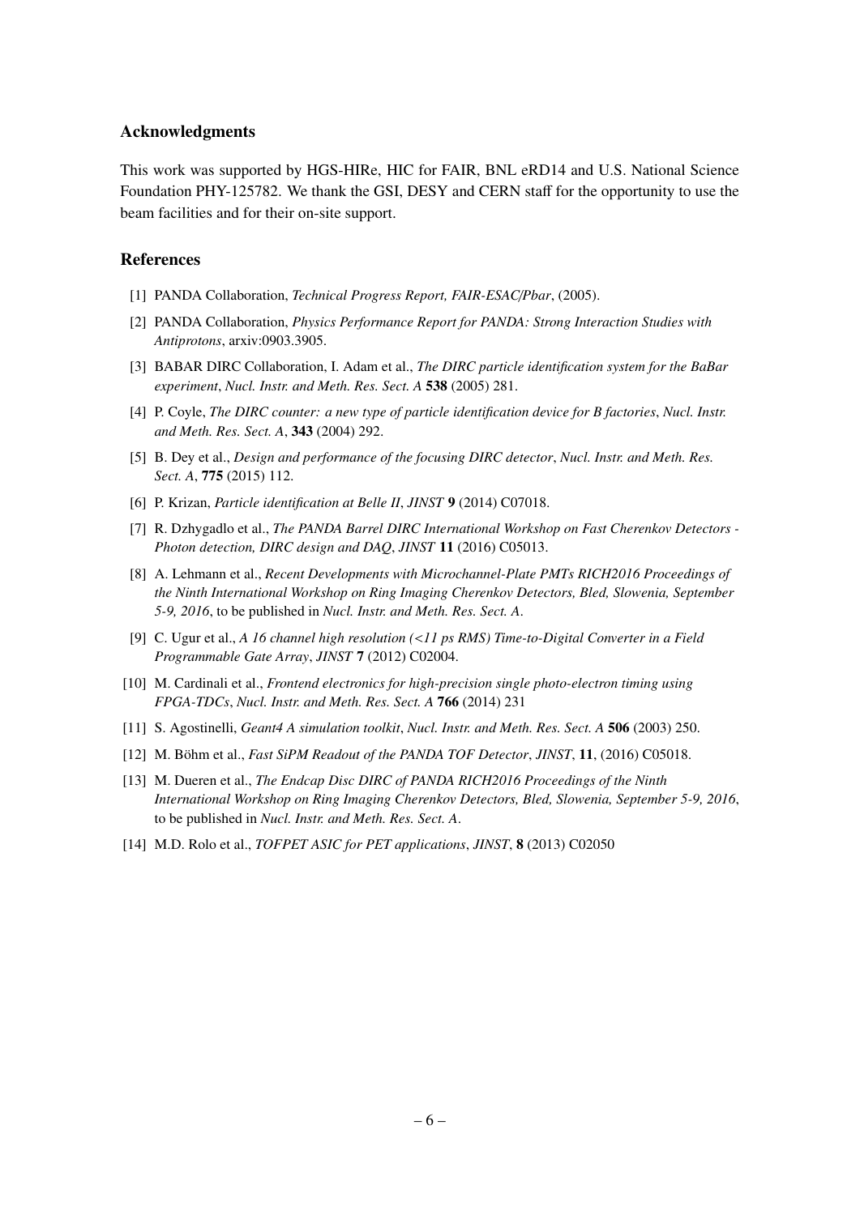## Acknowledgments

This work was supported by HGS-HIRe, HIC for FAIR, BNL eRD14 and U.S. National Science Foundation PHY-125782. We thank the GSI, DESY and CERN staff for the opportunity to use the beam facilities and for their on-site support.

## References

[1] PANDA Collaboration, *Technical Progress Report, FAIR-ESAC/Pbar*, (2005).

[2] PANDA Collaboration, *Physics Performance Report for PANDA: Strong Interaction Studies with Antiprotons*, arxiv:0903.3905.

[3] BABAR DIRC Collaboration, I. Adam et al., *The DIRC particle identification system for the BaBar experiment*, *Nucl. Instr. and Meth. Res. Sect. A* **538** (2005) 281.

[4] P. Coyle, *The DIRC counter: a new type of particle identification device for B factories*, *Nucl. Instr. and Meth. Res. Sect. A*, **343** (2004) 292.

[5] B. Dey et al., *Design and performance of the focusing DIRC detector*, *Nucl. Instr. and Meth. Res. Sect. A*, **775** (2015) 112.

[6] P. Krizan, *Particle identification at Belle II*, *JINST* **9** (2014) C07018.

[7] R. Dzhygadlo et al., *The PANDA Barrel DIRC International Workshop on Fast Cherenkov Detectors - Photon detection, DIRC design and DAQ*, *JINST* **11** (2016) C05013.

[8] A. Lehmann et al., *Recent Developments with Microchannel-Plate PMTs RICH2016 Proceedings of the Ninth International Workshop on Ring Imaging Cherenkov Detectors, Bled, Slowenia, September 5-9, 2016*, to be published in *Nucl. Instr. and Meth. Res. Sect. A*.

[9] C. Ugur et al., *A 16 channel high resolution (<11 ps RMS) Time-to-Digital Converter in a Field Programmable Gate Array*, *JINST* **7** (2012) C02004.

[10] M. Cardinali et al., *Frontend electronics for high-precision single photo-electron timing using FPGA-TDCs*, *Nucl. Instr. and Meth. Res. Sect. A* **766** (2014) 231

[11] S. Agostinelli, *Geant4 A simulation toolkit*, *Nucl. Instr. and Meth. Res. Sect. A* **506** (2003) 250.

[12] M. Böhm et al., *Fast SiPM Readout of the PANDA TOF Detector*, *JINST*, **11**, (2016) C05018.

[13] M. Dueren et al., *The Endcap Disc DIRC of PANDA RICH2016 Proceedings of the Ninth International Workshop on Ring Imaging Cherenkov Detectors, Bled, Slowenia, September 5-9, 2016*, to be published in *Nucl. Instr. and Meth. Res. Sect. A*.

[14] M.D. Rolo et al., *TOFPET ASIC for PET applications*, *JINST*, **8** (2013) C02050